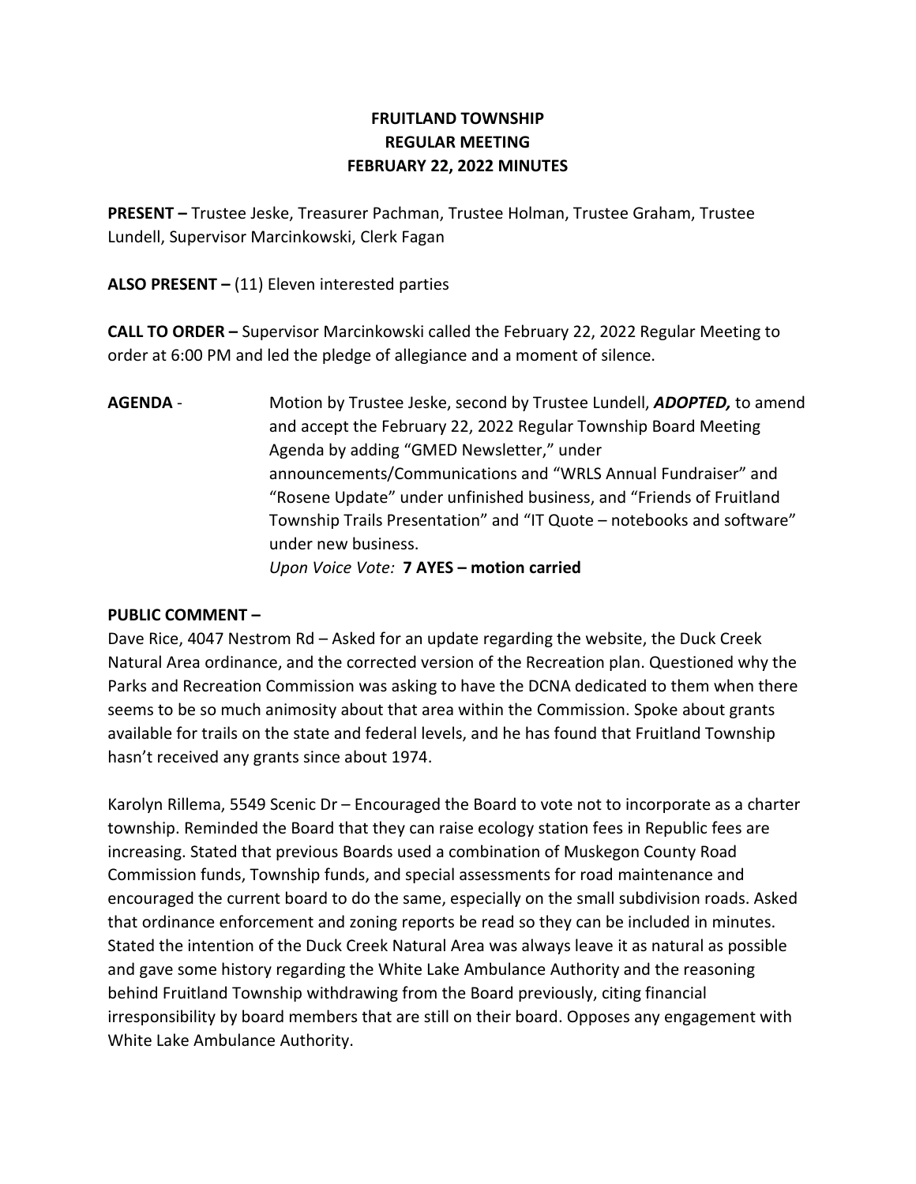# FRUITLAND TOWNSHIP
# REGULAR MEETING
# FEBRUARY 22, 2022 MINUTES

**PRESENT –** Trustee Jeske, Treasurer Pachman, Trustee Holman, Trustee Graham, Trustee Lundell, Supervisor Marcinkowski, Clerk Fagan

**ALSO PRESENT –** (11) Eleven interested parties

**CALL TO ORDER –** Supervisor Marcinkowski called the February 22, 2022 Regular Meeting to order at 6:00 PM and led the pledge of allegiance and a moment of silence.

**AGENDA** - Motion by Trustee Jeske, second by Trustee Lundell, ***ADOPTED,*** to amend and accept the February 22, 2022 Regular Township Board Meeting Agenda by adding "GMED Newsletter," under announcements/Communications and "WRLS Annual Fundraiser" and "Rosene Update" under unfinished business, and "Friends of Fruitland Township Trails Presentation" and "IT Quote – notebooks and software" under new business.
*Upon Voice Vote:* **7 AYES – motion carried**

**PUBLIC COMMENT –**

Dave Rice, 4047 Nestrom Rd – Asked for an update regarding the website, the Duck Creek Natural Area ordinance, and the corrected version of the Recreation plan. Questioned why the Parks and Recreation Commission was asking to have the DCNA dedicated to them when there seems to be so much animosity about that area within the Commission. Spoke about grants available for trails on the state and federal levels, and he has found that Fruitland Township hasn't received any grants since about 1974.

Karolyn Rillema, 5549 Scenic Dr – Encouraged the Board to vote not to incorporate as a charter township. Reminded the Board that they can raise ecology station fees in Republic fees are increasing. Stated that previous Boards used a combination of Muskegon County Road Commission funds, Township funds, and special assessments for road maintenance and encouraged the current board to do the same, especially on the small subdivision roads. Asked that ordinance enforcement and zoning reports be read so they can be included in minutes. Stated the intention of the Duck Creek Natural Area was always leave it as natural as possible and gave some history regarding the White Lake Ambulance Authority and the reasoning behind Fruitland Township withdrawing from the Board previously, citing financial irresponsibility by board members that are still on their board. Opposes any engagement with White Lake Ambulance Authority.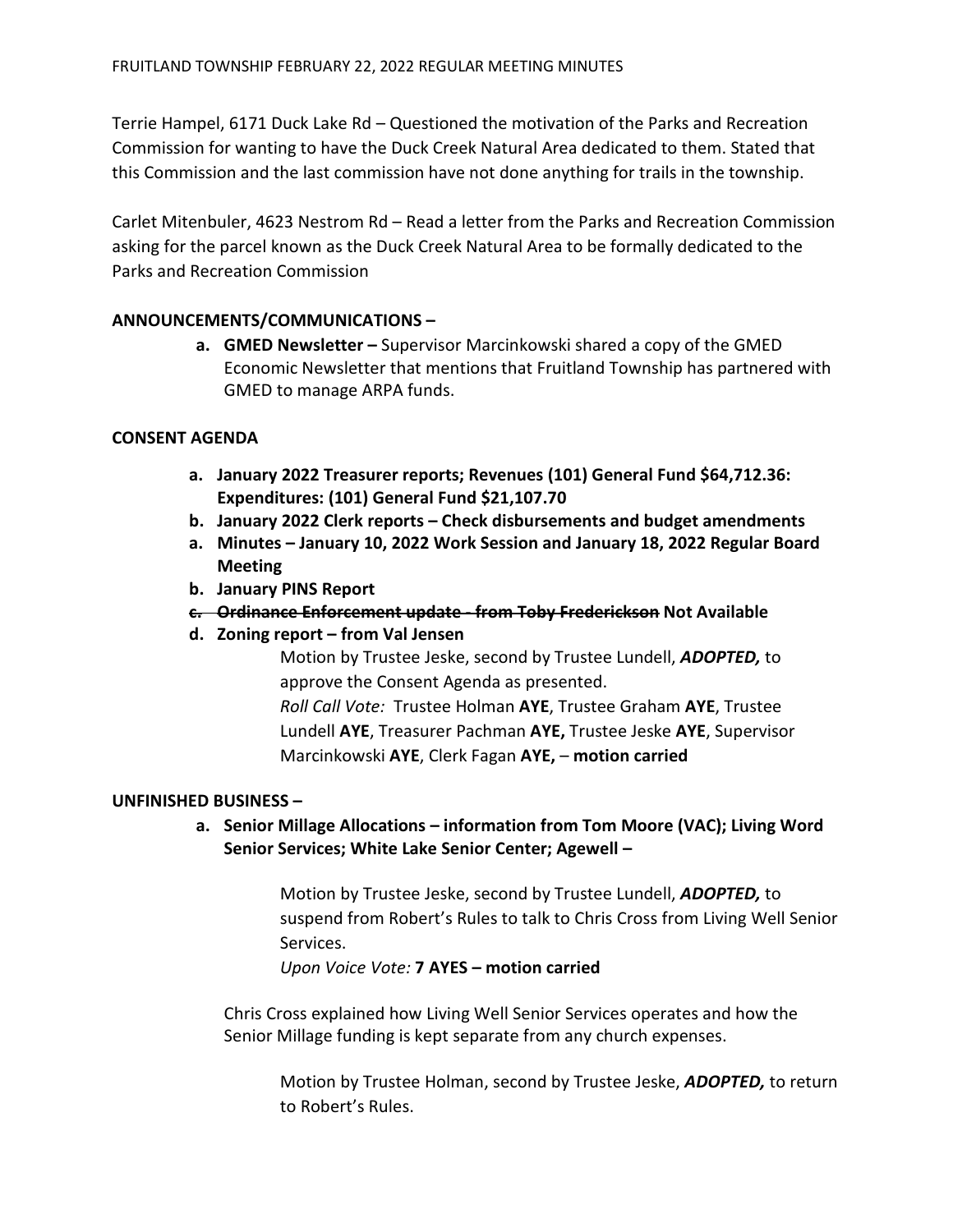Terrie Hampel, 6171 Duck Lake Rd – Questioned the motivation of the Parks and Recreation Commission for wanting to have the Duck Creek Natural Area dedicated to them. Stated that this Commission and the last commission have not done anything for trails in the township.

Carlet Mitenbuler, 4623 Nestrom Rd – Read a letter from the Parks and Recreation Commission asking for the parcel known as the Duck Creek Natural Area to be formally dedicated to the Parks and Recreation Commission

**ANNOUNCEMENTS/COMMUNICATIONS –**

a. **GMED Newsletter –** Supervisor Marcinkowski shared a copy of the GMED Economic Newsletter that mentions that Fruitland Township has partnered with GMED to manage ARPA funds.

**CONSENT AGENDA**

a. **January 2022 Treasurer reports; Revenues (101) General Fund $64,712.36: Expenditures: (101) General Fund $21,107.70**
b. **January 2022 Clerk reports – Check disbursements and budget amendments**
a. **Minutes – January 10, 2022 Work Session and January 18, 2022 Regular Board Meeting**
b. **January PINS Report**
c. ~~**Ordinance Enforcement update - from Toby Frederickson**~~ **Not Available**
d. **Zoning report – from Val Jensen**

Motion by Trustee Jeske, second by Trustee Lundell, ***ADOPTED,*** to approve the Consent Agenda as presented.
*Roll Call Vote:* Trustee Holman **AYE**, Trustee Graham **AYE**, Trustee Lundell **AYE**, Treasurer Pachman **AYE,** Trustee Jeske **AYE**, Supervisor Marcinkowski **AYE**, Clerk Fagan **AYE,** – **motion carried**

**UNFINISHED BUSINESS –**

a. **Senior Millage Allocations – information from Tom Moore (VAC); Living Word Senior Services; White Lake Senior Center; Agewell –**

Motion by Trustee Jeske, second by Trustee Lundell, ***ADOPTED,*** to suspend from Robert's Rules to talk to Chris Cross from Living Well Senior Services.
*Upon Voice Vote:* **7 AYES – motion carried**

Chris Cross explained how Living Well Senior Services operates and how the Senior Millage funding is kept separate from any church expenses.

Motion by Trustee Holman, second by Trustee Jeske, ***ADOPTED,*** to return to Robert's Rules.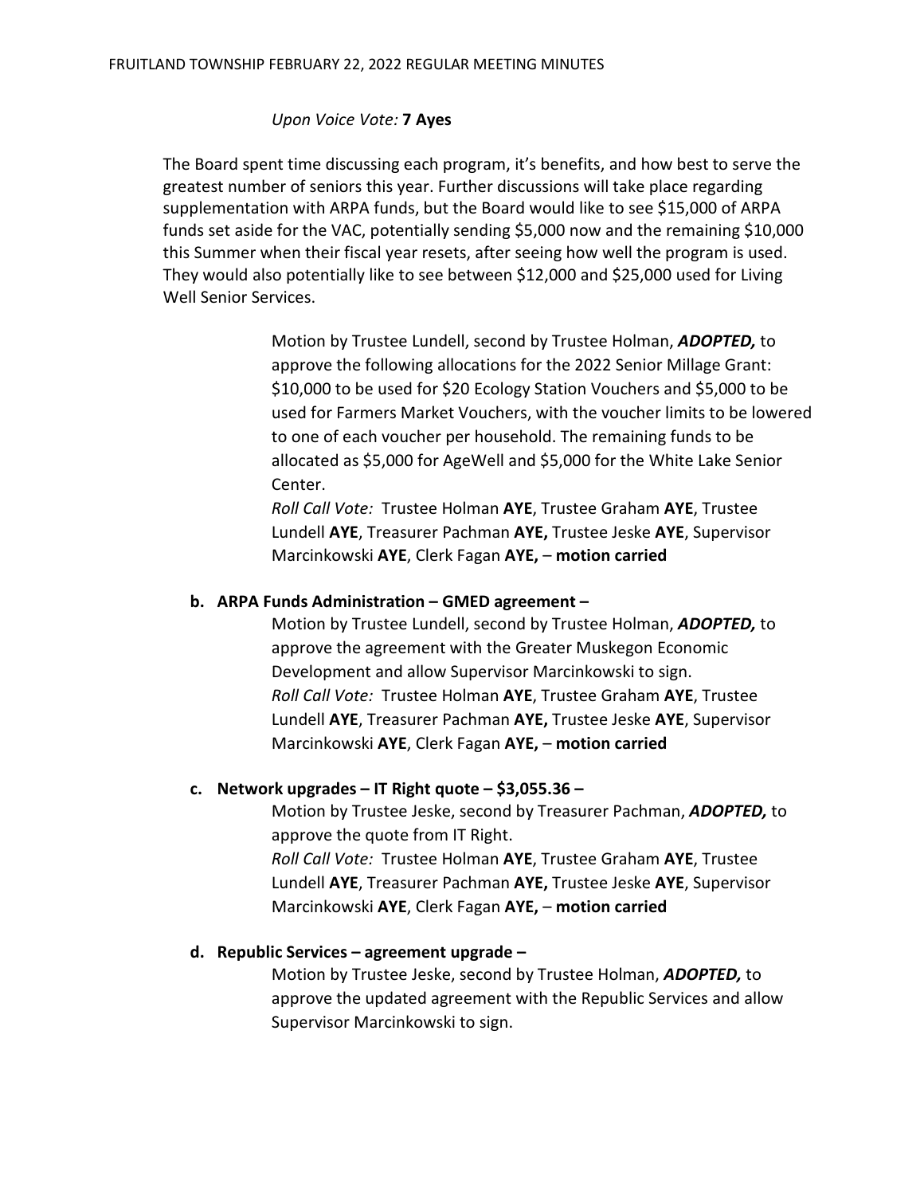*Upon Voice Vote:* **7 Ayes**

The Board spent time discussing each program, it's benefits, and how best to serve the greatest number of seniors this year. Further discussions will take place regarding supplementation with ARPA funds, but the Board would like to see $15,000 of ARPA funds set aside for the VAC, potentially sending $5,000 now and the remaining $10,000 this Summer when their fiscal year resets, after seeing how well the program is used. They would also potentially like to see between $12,000 and $25,000 used for Living Well Senior Services.

Motion by Trustee Lundell, second by Trustee Holman, ***ADOPTED,*** to approve the following allocations for the 2022 Senior Millage Grant: $10,000 to be used for $20 Ecology Station Vouchers and $5,000 to be used for Farmers Market Vouchers, with the voucher limits to be lowered to one of each voucher per household. The remaining funds to be allocated as $5,000 for AgeWell and $5,000 for the White Lake Senior Center.
*Roll Call Vote:* Trustee Holman **AYE**, Trustee Graham **AYE**, Trustee Lundell **AYE**, Treasurer Pachman **AYE,** Trustee Jeske **AYE**, Supervisor Marcinkowski **AYE**, Clerk Fagan **AYE,** – **motion carried**

**b. ARPA Funds Administration – GMED agreement –**

Motion by Trustee Lundell, second by Trustee Holman, ***ADOPTED,*** to approve the agreement with the Greater Muskegon Economic Development and allow Supervisor Marcinkowski to sign.
*Roll Call Vote:* Trustee Holman **AYE**, Trustee Graham **AYE**, Trustee Lundell **AYE**, Treasurer Pachman **AYE,** Trustee Jeske **AYE**, Supervisor Marcinkowski **AYE**, Clerk Fagan **AYE,** – **motion carried**

**c. Network upgrades – IT Right quote – $3,055.36 –**

Motion by Trustee Jeske, second by Treasurer Pachman, ***ADOPTED,*** to approve the quote from IT Right.
*Roll Call Vote:* Trustee Holman **AYE**, Trustee Graham **AYE**, Trustee Lundell **AYE**, Treasurer Pachman **AYE,** Trustee Jeske **AYE**, Supervisor Marcinkowski **AYE**, Clerk Fagan **AYE,** – **motion carried**

**d. Republic Services – agreement upgrade –**

Motion by Trustee Jeske, second by Trustee Holman, ***ADOPTED,*** to approve the updated agreement with the Republic Services and allow Supervisor Marcinkowski to sign.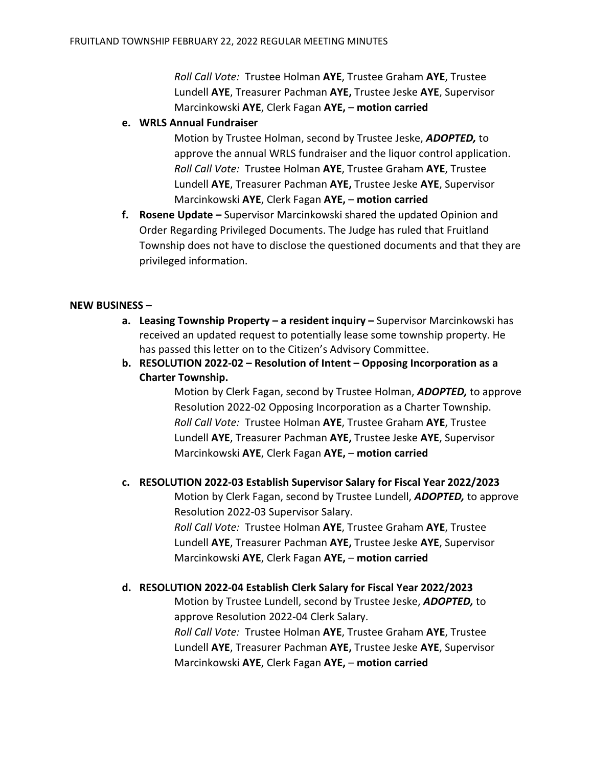*Roll Call Vote:* Trustee Holman **AYE**, Trustee Graham **AYE**, Trustee Lundell **AYE**, Treasurer Pachman **AYE,** Trustee Jeske **AYE**, Supervisor Marcinkowski **AYE**, Clerk Fagan **AYE,** – **motion carried**

**e. WRLS Annual Fundraiser**

Motion by Trustee Holman, second by Trustee Jeske, ***ADOPTED,*** to approve the annual WRLS fundraiser and the liquor control application.
*Roll Call Vote:* Trustee Holman **AYE**, Trustee Graham **AYE**, Trustee Lundell **AYE**, Treasurer Pachman **AYE,** Trustee Jeske **AYE**, Supervisor Marcinkowski **AYE**, Clerk Fagan **AYE,** – **motion carried**

**f. Rosene Update –** Supervisor Marcinkowski shared the updated Opinion and Order Regarding Privileged Documents. The Judge has ruled that Fruitland Township does not have to disclose the questioned documents and that they are privileged information.

**NEW BUSINESS –**

**a. Leasing Township Property – a resident inquiry –** Supervisor Marcinkowski has received an updated request to potentially lease some township property. He has passed this letter on to the Citizen's Advisory Committee.

**b. RESOLUTION 2022-02 – Resolution of Intent – Opposing Incorporation as a Charter Township.**

Motion by Clerk Fagan, second by Trustee Holman, ***ADOPTED,*** to approve Resolution 2022-02 Opposing Incorporation as a Charter Township.
*Roll Call Vote:* Trustee Holman **AYE**, Trustee Graham **AYE**, Trustee Lundell **AYE**, Treasurer Pachman **AYE,** Trustee Jeske **AYE**, Supervisor Marcinkowski **AYE**, Clerk Fagan **AYE,** – **motion carried**

**c. RESOLUTION 2022-03 Establish Supervisor Salary for Fiscal Year 2022/2023**

Motion by Clerk Fagan, second by Trustee Lundell, ***ADOPTED,*** to approve Resolution 2022-03 Supervisor Salary.
*Roll Call Vote:* Trustee Holman **AYE**, Trustee Graham **AYE**, Trustee Lundell **AYE**, Treasurer Pachman **AYE,** Trustee Jeske **AYE**, Supervisor Marcinkowski **AYE**, Clerk Fagan **AYE,** – **motion carried**

**d. RESOLUTION 2022-04 Establish Clerk Salary for Fiscal Year 2022/2023**

Motion by Trustee Lundell, second by Trustee Jeske, ***ADOPTED,*** to approve Resolution 2022-04 Clerk Salary.
*Roll Call Vote:* Trustee Holman **AYE**, Trustee Graham **AYE**, Trustee Lundell **AYE**, Treasurer Pachman **AYE,** Trustee Jeske **AYE**, Supervisor Marcinkowski **AYE**, Clerk Fagan **AYE,** – **motion carried**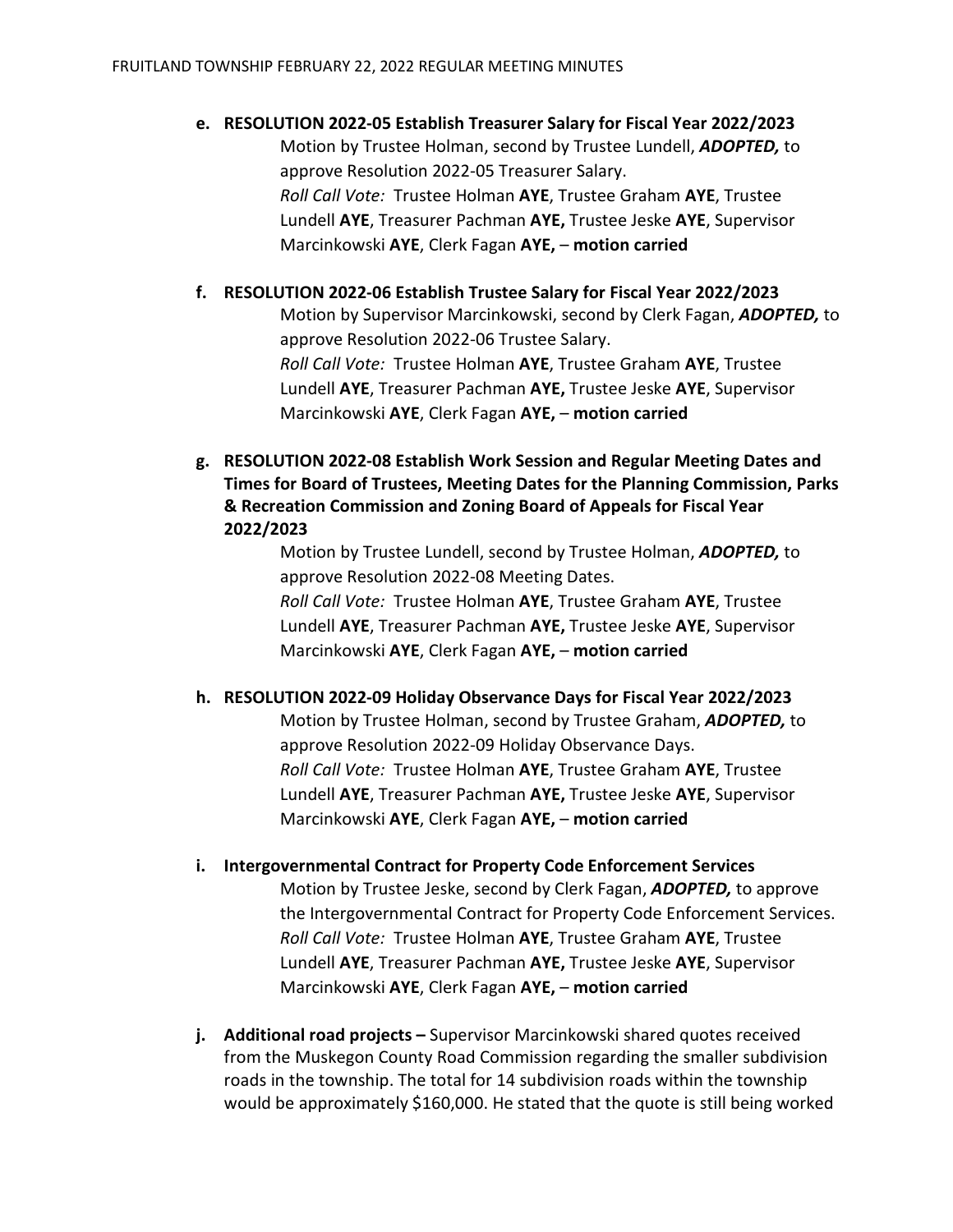**e. RESOLUTION 2022-05 Establish Treasurer Salary for Fiscal Year 2022/2023**

Motion by Trustee Holman, second by Trustee Lundell, ***ADOPTED,*** to approve Resolution 2022-05 Treasurer Salary.

*Roll Call Vote:* Trustee Holman **AYE**, Trustee Graham **AYE**, Trustee Lundell **AYE**, Treasurer Pachman **AYE,** Trustee Jeske **AYE**, Supervisor Marcinkowski **AYE**, Clerk Fagan **AYE,** – **motion carried**

**f. RESOLUTION 2022-06 Establish Trustee Salary for Fiscal Year 2022/2023**

Motion by Supervisor Marcinkowski, second by Clerk Fagan, ***ADOPTED,*** to approve Resolution 2022-06 Trustee Salary.

*Roll Call Vote:* Trustee Holman **AYE**, Trustee Graham **AYE**, Trustee Lundell **AYE**, Treasurer Pachman **AYE,** Trustee Jeske **AYE**, Supervisor Marcinkowski **AYE**, Clerk Fagan **AYE,** – **motion carried**

**g. RESOLUTION 2022-08 Establish Work Session and Regular Meeting Dates and Times for Board of Trustees, Meeting Dates for the Planning Commission, Parks & Recreation Commission and Zoning Board of Appeals for Fiscal Year 2022/2023**

Motion by Trustee Lundell, second by Trustee Holman, ***ADOPTED,*** to approve Resolution 2022-08 Meeting Dates.

*Roll Call Vote:* Trustee Holman **AYE**, Trustee Graham **AYE**, Trustee Lundell **AYE**, Treasurer Pachman **AYE,** Trustee Jeske **AYE**, Supervisor Marcinkowski **AYE**, Clerk Fagan **AYE,** – **motion carried**

**h. RESOLUTION 2022-09 Holiday Observance Days for Fiscal Year 2022/2023**

Motion by Trustee Holman, second by Trustee Graham, ***ADOPTED,*** to approve Resolution 2022-09 Holiday Observance Days.

*Roll Call Vote:* Trustee Holman **AYE**, Trustee Graham **AYE**, Trustee Lundell **AYE**, Treasurer Pachman **AYE,** Trustee Jeske **AYE**, Supervisor Marcinkowski **AYE**, Clerk Fagan **AYE,** – **motion carried**

**i. Intergovernmental Contract for Property Code Enforcement Services**

Motion by Trustee Jeske, second by Clerk Fagan, ***ADOPTED,*** to approve the Intergovernmental Contract for Property Code Enforcement Services.

*Roll Call Vote:* Trustee Holman **AYE**, Trustee Graham **AYE**, Trustee Lundell **AYE**, Treasurer Pachman **AYE,** Trustee Jeske **AYE**, Supervisor Marcinkowski **AYE**, Clerk Fagan **AYE,** – **motion carried**

**j. Additional road projects –** Supervisor Marcinkowski shared quotes received from the Muskegon County Road Commission regarding the smaller subdivision roads in the township. The total for 14 subdivision roads within the township would be approximately $160,000. He stated that the quote is still being worked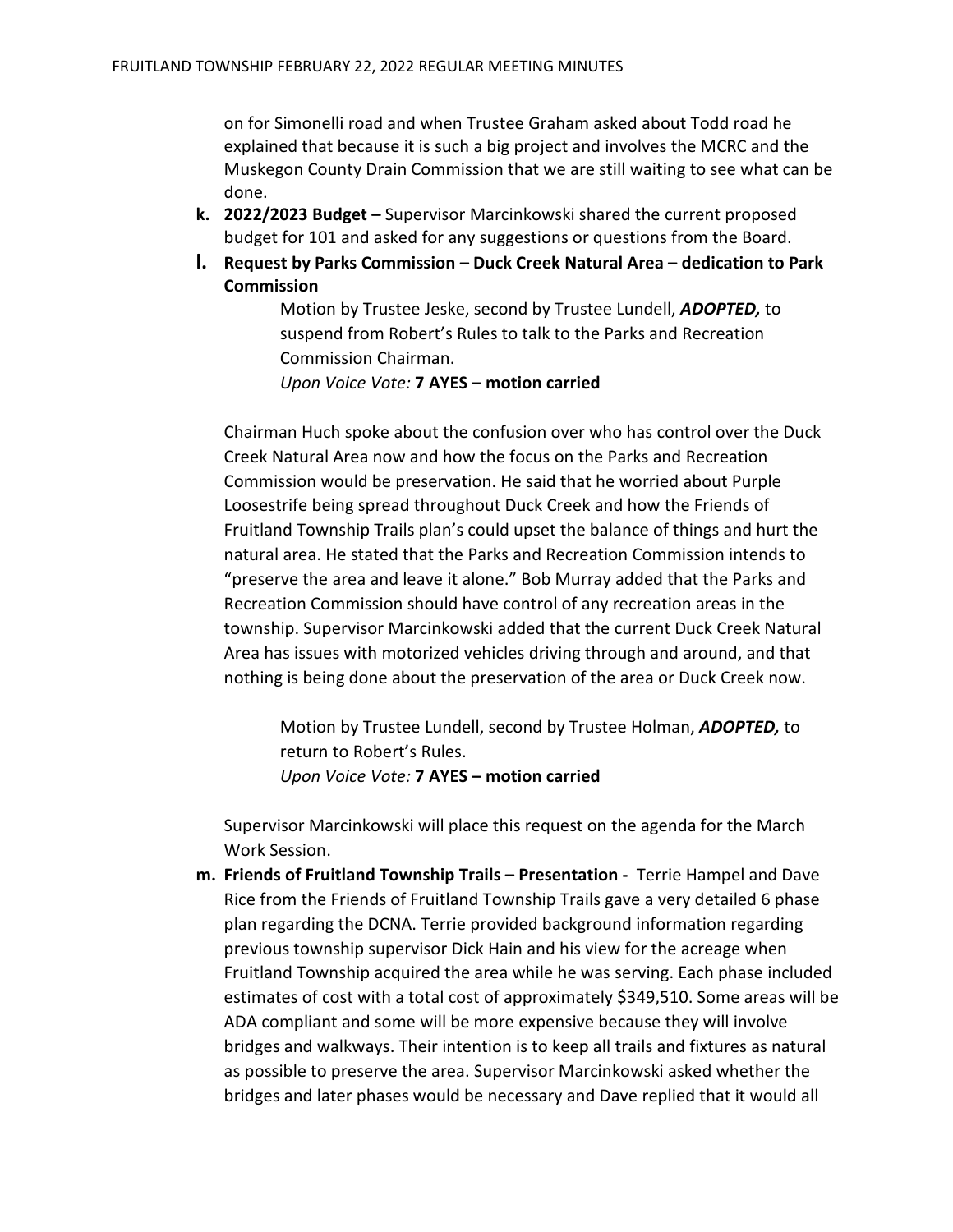on for Simonelli road and when Trustee Graham asked about Todd road he explained that because it is such a big project and involves the MCRC and the Muskegon County Drain Commission that we are still waiting to see what can be done.

**k. 2022/2023 Budget –** Supervisor Marcinkowski shared the current proposed budget for 101 and asked for any suggestions or questions from the Board.

**l. Request by Parks Commission – Duck Creek Natural Area – dedication to Park Commission**

> Motion by Trustee Jeske, second by Trustee Lundell, ***ADOPTED,*** to suspend from Robert's Rules to talk to the Parks and Recreation Commission Chairman.
> *Upon Voice Vote:* **7 AYES – motion carried**

Chairman Huch spoke about the confusion over who has control over the Duck Creek Natural Area now and how the focus on the Parks and Recreation Commission would be preservation. He said that he worried about Purple Loosestrife being spread throughout Duck Creek and how the Friends of Fruitland Township Trails plan's could upset the balance of things and hurt the natural area. He stated that the Parks and Recreation Commission intends to "preserve the area and leave it alone." Bob Murray added that the Parks and Recreation Commission should have control of any recreation areas in the township. Supervisor Marcinkowski added that the current Duck Creek Natural Area has issues with motorized vehicles driving through and around, and that nothing is being done about the preservation of the area or Duck Creek now.

> Motion by Trustee Lundell, second by Trustee Holman, ***ADOPTED,*** to return to Robert's Rules.
> *Upon Voice Vote:* **7 AYES – motion carried**

Supervisor Marcinkowski will place this request on the agenda for the March Work Session.

**m. Friends of Fruitland Township Trails – Presentation -** Terrie Hampel and Dave Rice from the Friends of Fruitland Township Trails gave a very detailed 6 phase plan regarding the DCNA. Terrie provided background information regarding previous township supervisor Dick Hain and his view for the acreage when Fruitland Township acquired the area while he was serving. Each phase included estimates of cost with a total cost of approximately $349,510. Some areas will be ADA compliant and some will be more expensive because they will involve bridges and walkways. Their intention is to keep all trails and fixtures as natural as possible to preserve the area. Supervisor Marcinkowski asked whether the bridges and later phases would be necessary and Dave replied that it would all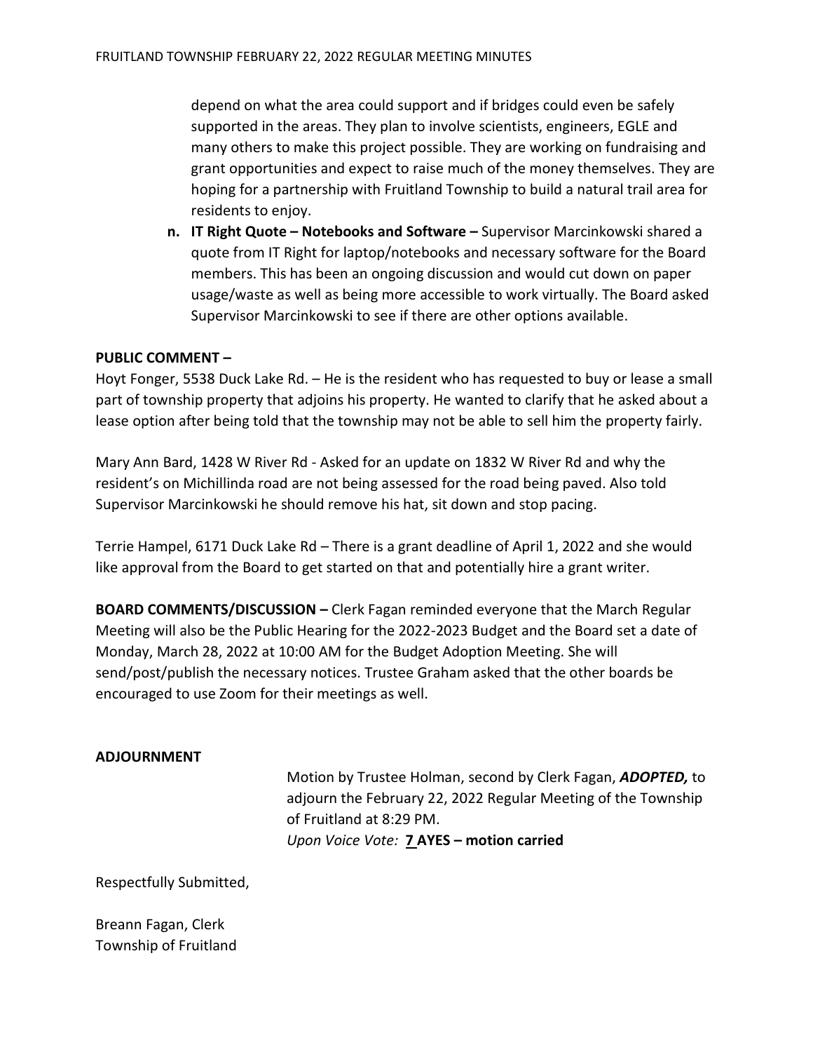depend on what the area could support and if bridges could even be safely supported in the areas. They plan to involve scientists, engineers, EGLE and many others to make this project possible. They are working on fundraising and grant opportunities and expect to raise much of the money themselves. They are hoping for a partnership with Fruitland Township to build a natural trail area for residents to enjoy.

**n. IT Right Quote – Notebooks and Software –** Supervisor Marcinkowski shared a quote from IT Right for laptop/notebooks and necessary software for the Board members. This has been an ongoing discussion and would cut down on paper usage/waste as well as being more accessible to work virtually. The Board asked Supervisor Marcinkowski to see if there are other options available.

**PUBLIC COMMENT –**

Hoyt Fonger, 5538 Duck Lake Rd. – He is the resident who has requested to buy or lease a small part of township property that adjoins his property. He wanted to clarify that he asked about a lease option after being told that the township may not be able to sell him the property fairly.

Mary Ann Bard, 1428 W River Rd - Asked for an update on 1832 W River Rd and why the resident's on Michillinda road are not being assessed for the road being paved. Also told Supervisor Marcinkowski he should remove his hat, sit down and stop pacing.

Terrie Hampel, 6171 Duck Lake Rd – There is a grant deadline of April 1, 2022 and she would like approval from the Board to get started on that and potentially hire a grant writer.

**BOARD COMMENTS/DISCUSSION –** Clerk Fagan reminded everyone that the March Regular Meeting will also be the Public Hearing for the 2022-2023 Budget and the Board set a date of Monday, March 28, 2022 at 10:00 AM for the Budget Adoption Meeting. She will send/post/publish the necessary notices. Trustee Graham asked that the other boards be encouraged to use Zoom for their meetings as well.

**ADJOURNMENT**

Motion by Trustee Holman, second by Clerk Fagan, ***ADOPTED,*** to adjourn the February 22, 2022 Regular Meeting of the Township of Fruitland at 8:29 PM.
*Upon Voice Vote:* **7 AYES – motion carried**

Respectfully Submitted,

Breann Fagan, Clerk
Township of Fruitland